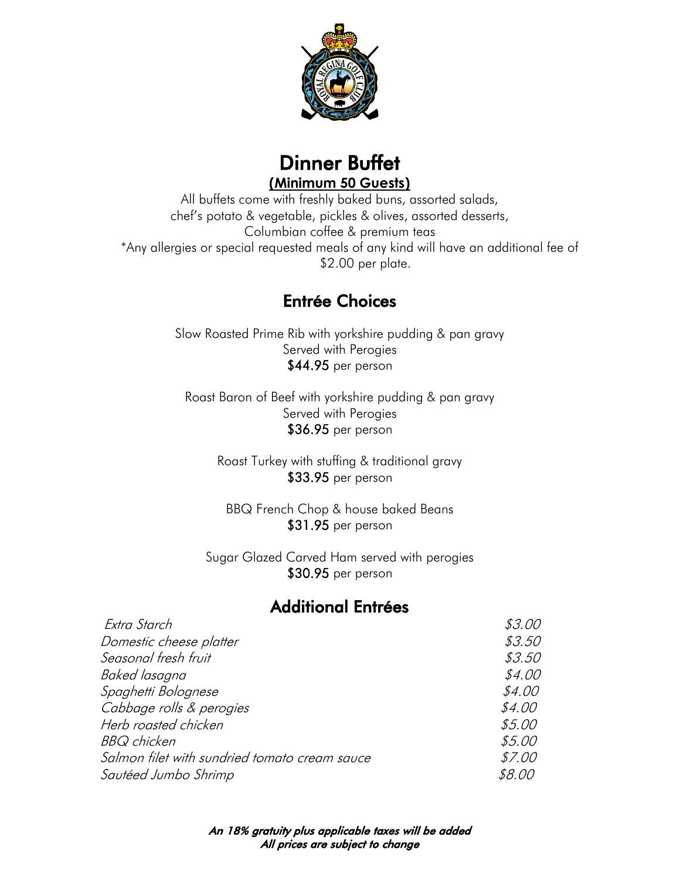# Dinner Buffet

**(Minimum 50 Guests)**

All buffets come with freshly baked buns, assorted salads, chef's potato & vegetable, pickles & olives, assorted desserts, Columbian coffee & premium teas

*Any allergies or special requested meals of any kind will have an additional fee of $2.00 per plate.

## Entrée Choices

Slow Roasted Prime Rib with yorkshire pudding & pan gravy
Served with Perogies
$44.95 per person

Roast Baron of Beef with yorkshire pudding & pan gravy
Served with Perogies
$36.95 per person

Roast Turkey with stuffing & traditional gravy
$33.95 per person

BBQ French Chop & house baked Beans
$31.95 per person

Sugar Glazed Carved Ham served with perogies
$30.95 per person

## Additional Entrées

| | |
|---|---|
| *Extra Starch* | *$3.00* |
| *Domestic cheese platter* | *$3.50* |
| *Seasonal fresh fruit* | *$3.50* |
| *Baked lasagna* | *$4.00* |
| *Spaghetti Bolognese* | *$4.00* |
| *Cabbage rolls & perogies* | *$4.00* |
| *Herb roasted chicken* | *$5.00* |
| *BBQ chicken* | *$5.00* |
| *Salmon filet with sundried tomato cream sauce* | *$7.00* |
| *Sautéed Jumbo Shrimp* | *$8.00* |

***An 18% gratuity plus applicable taxes will be added***
***All prices are subject to change***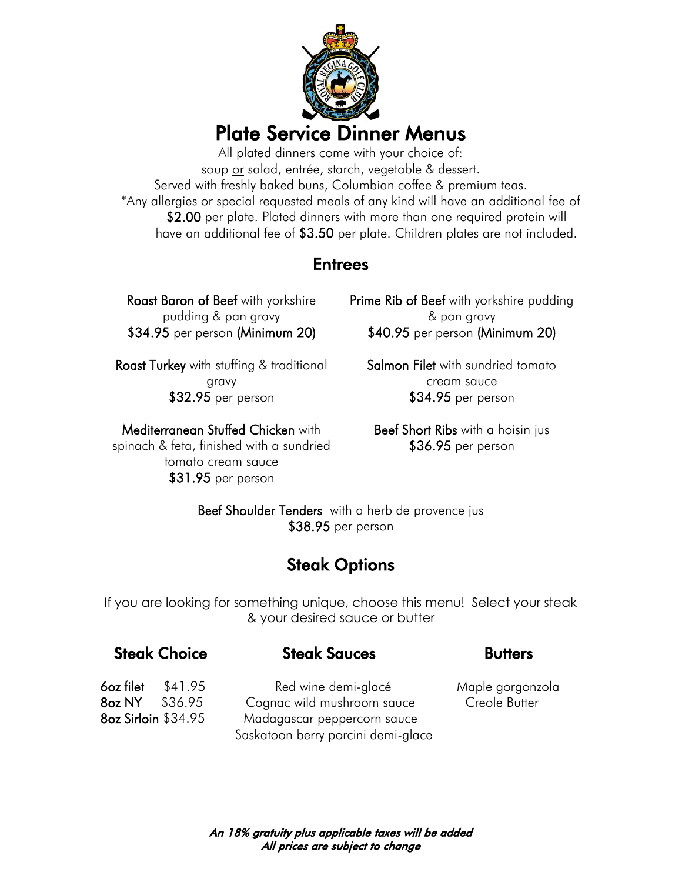# Plate Service Dinner Menus

All plated dinners come with your choice of:
soup or salad, entrée, starch, vegetable & dessert.
Served with freshly baked buns, Columbian coffee & premium teas.
*Any allergies or special requested meals of any kind will have an additional fee of **$2.00** per plate. Plated dinners with more than one required protein will have an additional fee of **$3.50** per plate. Children plates are not included.

## Entrees

**Roast Baron of Beef** with yorkshire pudding & pan gravy
**$34.95** per person **(Minimum 20)**

**Prime Rib of Beef** with yorkshire pudding & pan gravy
**$40.95** per person **(Minimum 20)**

**Roast Turkey** with stuffing & traditional gravy
**$32.95** per person

**Salmon Filet** with sundried tomato cream sauce
**$34.95** per person

**Mediterranean Stuffed Chicken** with spinach & feta, finished with a sundried tomato cream sauce
**$31.95** per person

**Beef Short Ribs** with a hoisin jus
**$36.95** per person

**Beef Shoulder Tenders** with a herb de provence jus
**$38.95** per person

## Steak Options

If you are looking for something unique, choose this menu! Select your steak & your desired sauce or butter

### Steak Choice

**6oz filet** $41.95
**8oz NY** $36.95
**8oz Sirloin** $34.95

### Steak Sauces

Red wine demi-glacé
Cognac wild mushroom sauce
Madagascar peppercorn sauce
Saskatoon berry porcini demi-glace

### Butters

Maple gorgonzola
Creole Butter

***An 18% gratuity plus applicable taxes will be added***
***All prices are subject to change***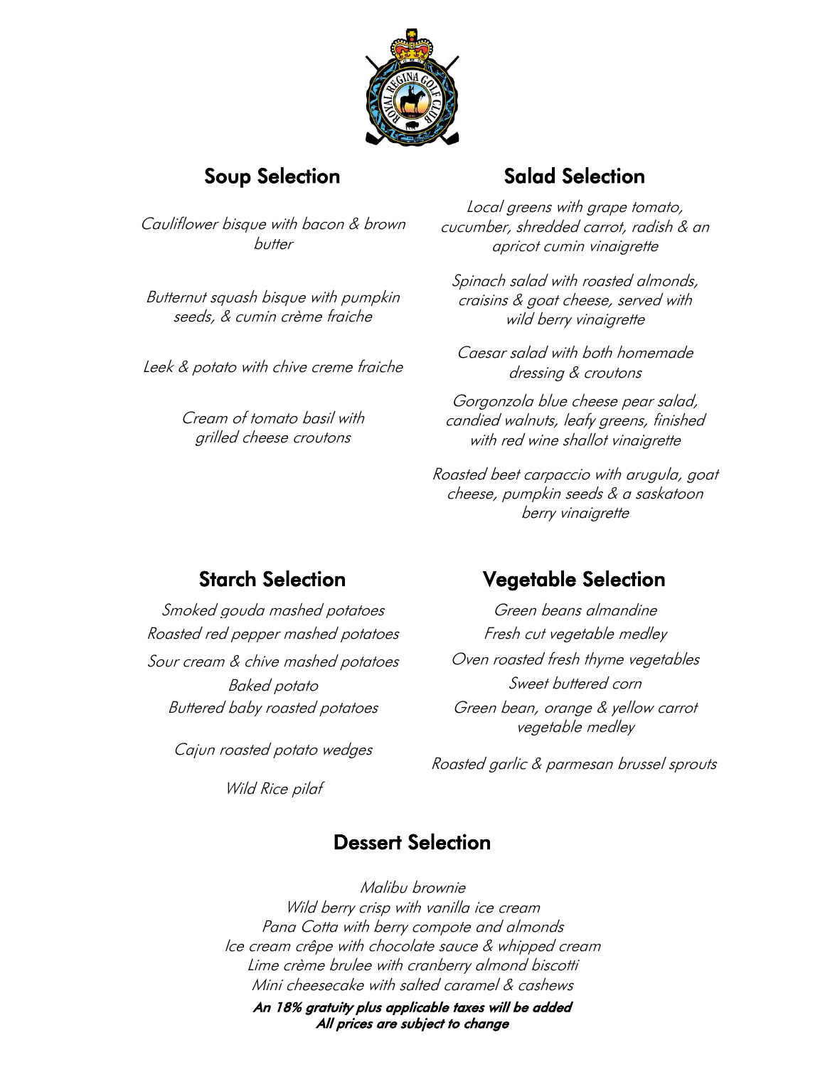## Soup Selection

*Cauliflower bisque with bacon & brown butter*

*Butternut squash bisque with pumpkin seeds, & cumin crème fraiche*

*Leek & potato with chive creme fraiche*

*Cream of tomato basil with grilled cheese croutons*

## Salad Selection

*Local greens with grape tomato, cucumber, shredded carrot, radish & an apricot cumin vinaigrette*

*Spinach salad with roasted almonds, craisins & goat cheese, served with wild berry vinaigrette*

*Caesar salad with both homemade dressing & croutons*

*Gorgonzola blue cheese pear salad, candied walnuts, leafy greens, finished with red wine shallot vinaigrette*

*Roasted beet carpaccio with arugula, goat cheese, pumpkin seeds & a saskatoon berry vinaigrette*

## Starch Selection

*Smoked gouda mashed potatoes*

*Roasted red pepper mashed potatoes*

*Sour cream & chive mashed potatoes*

*Baked potato*

*Buttered baby roasted potatoes*

*Cajun roasted potato wedges*

*Wild Rice pilaf*

## Vegetable Selection

*Green beans almandine*

*Fresh cut vegetable medley*

*Oven roasted fresh thyme vegetables*

*Sweet buttered corn*

*Green bean, orange & yellow carrot vegetable medley*

*Roasted garlic & parmesan brussel sprouts*

## Dessert Selection

*Malibu brownie*

*Wild berry crisp with vanilla ice cream*

*Pana Cotta with berry compote and almonds*

*Ice cream crêpe with chocolate sauce & whipped cream*

*Lime crème brulee with cranberry almond biscotti*

*Mini cheesecake with salted caramel & cashews*

***An 18% gratuity plus applicable taxes will be added***

***All prices are subject to change***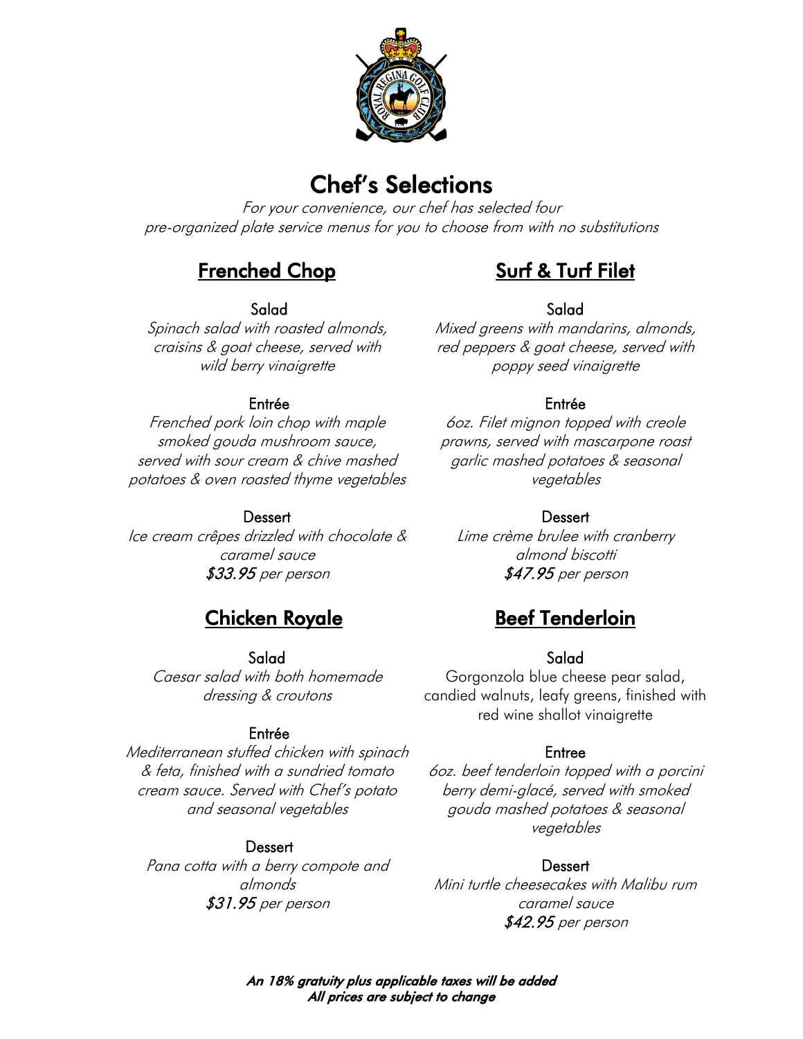# Chef's Selections

*For your convenience, our chef has selected four pre-organized plate service menus for you to choose from with no substitutions*

## Frenched Chop

### Salad

*Spinach salad with roasted almonds, craisins & goat cheese, served with wild berry vinaigrette*

### Entrée

*Frenched pork loin chop with maple smoked gouda mushroom sauce, served with sour cream & chive mashed potatoes & oven roasted thyme vegetables*

### Dessert

*Ice cream crêpes drizzled with chocolate & caramel sauce*

***$33.95*** *per person*

## Surf & Turf Filet

### Salad

*Mixed greens with mandarins, almonds, red peppers & goat cheese, served with poppy seed vinaigrette*

### Entrée

*6oz. Filet mignon topped with creole prawns, served with mascarpone roast garlic mashed potatoes & seasonal vegetables*

### Dessert

*Lime crème brulee with cranberry almond biscotti*

***$47.95*** *per person*

## Chicken Royale

### Salad

*Caesar salad with both homemade dressing & croutons*

### Entrée

*Mediterranean stuffed chicken with spinach & feta, finished with a sundried tomato cream sauce. Served with Chef's potato and seasonal vegetables*

### Dessert

*Pana cotta with a berry compote and almonds*

***$31.95*** *per person*

## Beef Tenderloin

### Salad

Gorgonzola blue cheese pear salad, candied walnuts, leafy greens, finished with red wine shallot vinaigrette

### Entree

*6oz. beef tenderloin topped with a porcini berry demi-glacé, served with smoked gouda mashed potatoes & seasonal vegetables*

### Dessert

*Mini turtle cheesecakes with Malibu rum caramel sauce*

***$42.95*** *per person*

***An 18% gratuity plus applicable taxes will be added***
***All prices are subject to change***